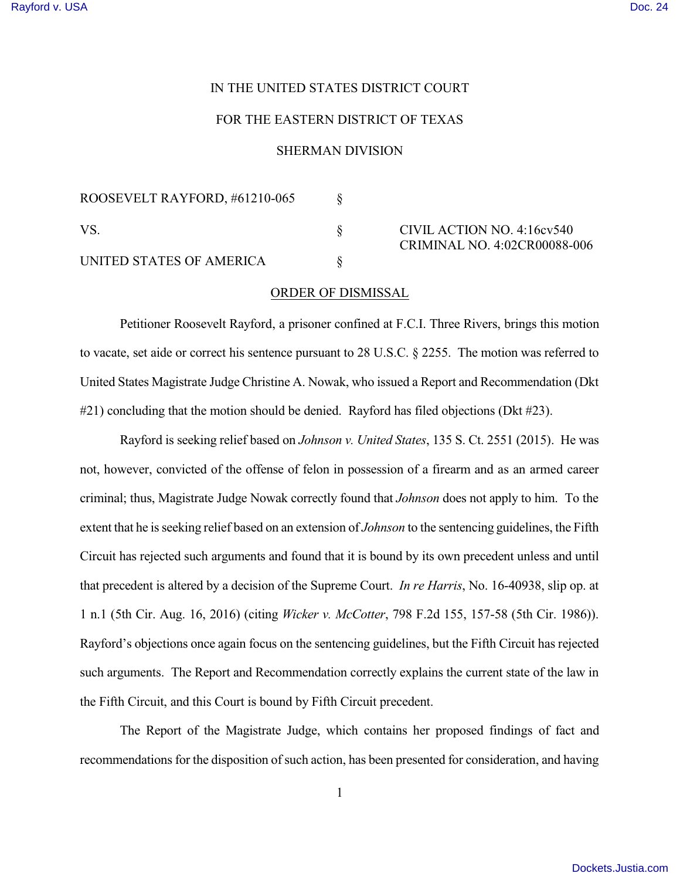IN THE UNITED STATES DISTRICT COURT

FOR THE EASTERN DISTRICT OF TEXAS

SHERMAN DIVISION

| | | |
|---|---|---|
| ROOSEVELT RAYFORD, #61210-065 | § | |
| VS. | § | CIVIL ACTION NO. 4:16cv540<br>CRIMINAL NO. 4:02CR00088-006 |
| UNITED STATES OF AMERICA | § | |

ORDER OF DISMISSAL

Petitioner Roosevelt Rayford, a prisoner confined at F.C.I. Three Rivers, brings this motion to vacate, set aide or correct his sentence pursuant to 28 U.S.C. § 2255. The motion was referred to United States Magistrate Judge Christine A. Nowak, who issued a Report and Recommendation (Dkt #21) concluding that the motion should be denied. Rayford has filed objections (Dkt #23).

Rayford is seeking relief based on *Johnson v. United States*, 135 S. Ct. 2551 (2015). He was not, however, convicted of the offense of felon in possession of a firearm and as an armed career criminal; thus, Magistrate Judge Nowak correctly found that *Johnson* does not apply to him. To the extent that he is seeking relief based on an extension of *Johnson* to the sentencing guidelines, the Fifth Circuit has rejected such arguments and found that it is bound by its own precedent unless and until that precedent is altered by a decision of the Supreme Court. *In re Harris*, No. 16-40938, slip op. at 1 n.1 (5th Cir. Aug. 16, 2016) (citing *Wicker v. McCotter*, 798 F.2d 155, 157-58 (5th Cir. 1986)). Rayford's objections once again focus on the sentencing guidelines, but the Fifth Circuit has rejected such arguments. The Report and Recommendation correctly explains the current state of the law in the Fifth Circuit, and this Court is bound by Fifth Circuit precedent.

The Report of the Magistrate Judge, which contains her proposed findings of fact and recommendations for the disposition of such action, has been presented for consideration, and having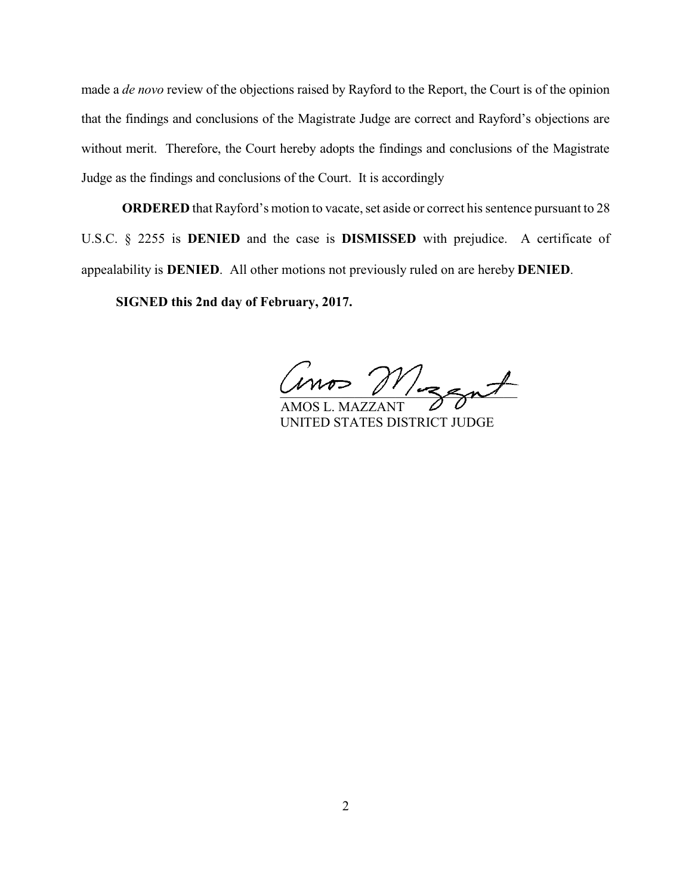made a *de novo* review of the objections raised by Rayford to the Report, the Court is of the opinion that the findings and conclusions of the Magistrate Judge are correct and Rayford's objections are without merit. Therefore, the Court hereby adopts the findings and conclusions of the Magistrate Judge as the findings and conclusions of the Court. It is accordingly

**ORDERED** that Rayford's motion to vacate, set aside or correct his sentence pursuant to 28 U.S.C. § 2255 is **DENIED** and the case is **DISMISSED** with prejudice. A certificate of appealability is **DENIED**. All other motions not previously ruled on are hereby **DENIED**.

**SIGNED this 2nd day of February, 2017.**

AMOS L. MAZZANT
UNITED STATES DISTRICT JUDGE